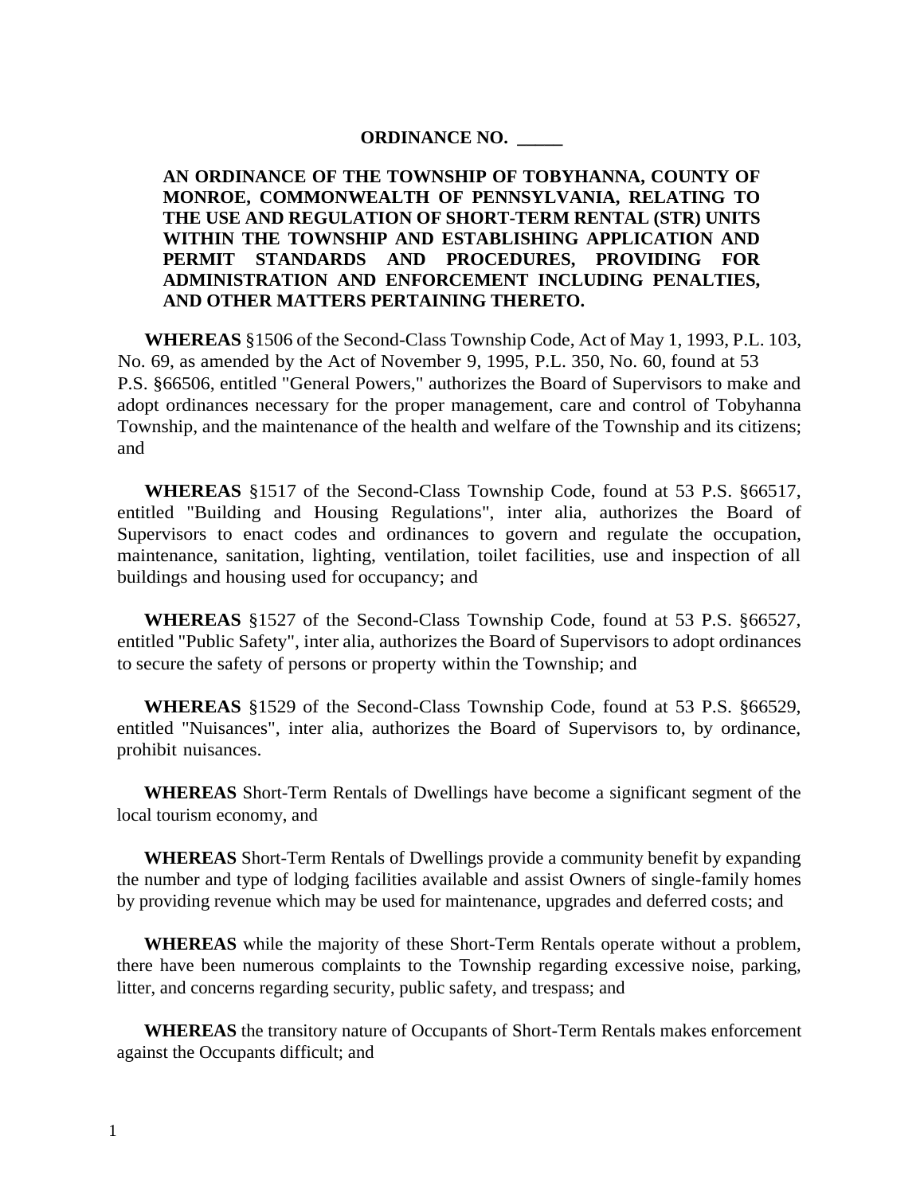**ORDINANCE NO. _____**

**AN ORDINANCE OF THE TOWNSHIP OF TOBYHANNA, COUNTY OF MONROE, COMMONWEALTH OF PENNSYLVANIA, RELATING TO THE USE AND REGULATION OF SHORT-TERM RENTAL (STR) UNITS WITHIN THE TOWNSHIP AND ESTABLISHING APPLICATION AND PERMIT STANDARDS AND PROCEDURES, PROVIDING FOR ADMINISTRATION AND ENFORCEMENT INCLUDING PENALTIES, AND OTHER MATTERS PERTAINING THERETO.**

**WHEREAS** §1506 of the Second-Class Township Code, Act of May 1, 1993, P.L. 103, No. 69, as amended by the Act of November 9, 1995, P.L. 350, No. 60, found at 53 P.S. §66506, entitled "General Powers," authorizes the Board of Supervisors to make and adopt ordinances necessary for the proper management, care and control of Tobyhanna Township, and the maintenance of the health and welfare of the Township and its citizens; and

**WHEREAS** §1517 of the Second-Class Township Code, found at 53 P.S. §66517, entitled "Building and Housing Regulations", inter alia, authorizes the Board of Supervisors to enact codes and ordinances to govern and regulate the occupation, maintenance, sanitation, lighting, ventilation, toilet facilities, use and inspection of all buildings and housing used for occupancy; and

**WHEREAS** §1527 of the Second-Class Township Code, found at 53 P.S. §66527, entitled "Public Safety", inter alia, authorizes the Board of Supervisors to adopt ordinances to secure the safety of persons or property within the Township; and

**WHEREAS** §1529 of the Second-Class Township Code, found at 53 P.S. §66529, entitled "Nuisances", inter alia, authorizes the Board of Supervisors to, by ordinance, prohibit nuisances.

**WHEREAS** Short-Term Rentals of Dwellings have become a significant segment of the local tourism economy, and

**WHEREAS** Short-Term Rentals of Dwellings provide a community benefit by expanding the number and type of lodging facilities available and assist Owners of single-family homes by providing revenue which may be used for maintenance, upgrades and deferred costs; and

**WHEREAS** while the majority of these Short-Term Rentals operate without a problem, there have been numerous complaints to the Township regarding excessive noise, parking, litter, and concerns regarding security, public safety, and trespass; and

**WHEREAS** the transitory nature of Occupants of Short-Term Rentals makes enforcement against the Occupants difficult; and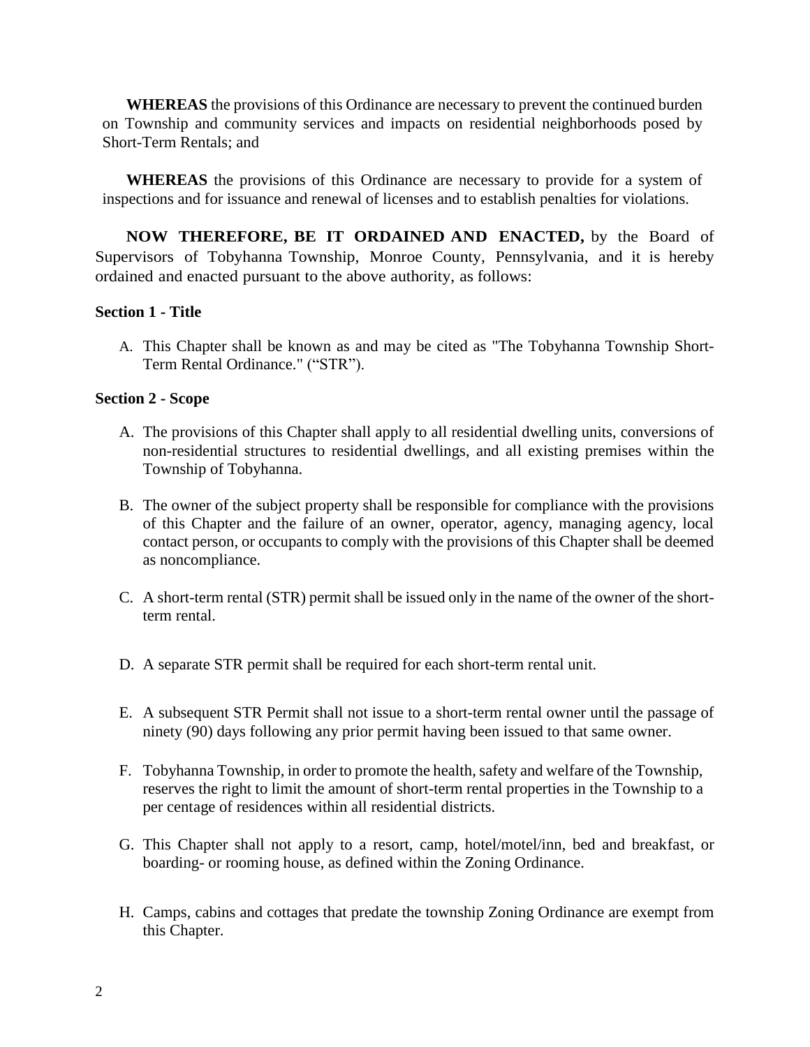**WHEREAS** the provisions of this Ordinance are necessary to prevent the continued burden on Township and community services and impacts on residential neighborhoods posed by Short-Term Rentals; and

**WHEREAS** the provisions of this Ordinance are necessary to provide for a system of inspections and for issuance and renewal of licenses and to establish penalties for violations.

**NOW THEREFORE, BE IT ORDAINED AND ENACTED,** by the Board of Supervisors of Tobyhanna Township, Monroe County, Pennsylvania, and it is hereby ordained and enacted pursuant to the above authority, as follows:

**Section 1 - Title**

A. This Chapter shall be known as and may be cited as "The Tobyhanna Township Short-Term Rental Ordinance." ("STR").

**Section 2 - Scope**

A. The provisions of this Chapter shall apply to all residential dwelling units, conversions of non-residential structures to residential dwellings, and all existing premises within the Township of Tobyhanna.

B. The owner of the subject property shall be responsible for compliance with the provisions of this Chapter and the failure of an owner, operator, agency, managing agency, local contact person, or occupants to comply with the provisions of this Chapter shall be deemed as noncompliance.

C. A short-term rental (STR) permit shall be issued only in the name of the owner of the short-term rental.

D. A separate STR permit shall be required for each short-term rental unit.

E. A subsequent STR Permit shall not issue to a short-term rental owner until the passage of ninety (90) days following any prior permit having been issued to that same owner.

F. Tobyhanna Township, in order to promote the health, safety and welfare of the Township, reserves the right to limit the amount of short-term rental properties in the Township to a per centage of residences within all residential districts.

G. This Chapter shall not apply to a resort, camp, hotel/motel/inn, bed and breakfast, or boarding- or rooming house, as defined within the Zoning Ordinance.

H. Camps, cabins and cottages that predate the township Zoning Ordinance are exempt from this Chapter.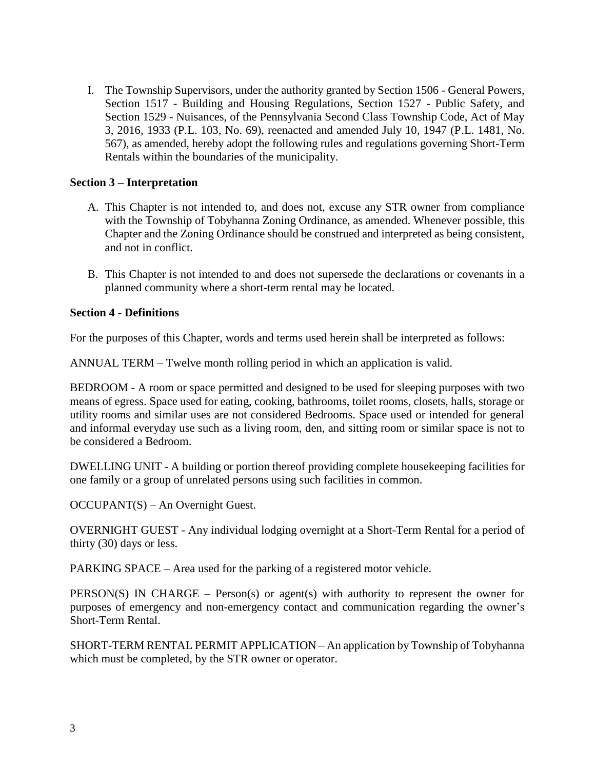I. The Township Supervisors, under the authority granted by Section 1506 - General Powers, Section 1517 - Building and Housing Regulations, Section 1527 - Public Safety, and Section 1529 - Nuisances, of the Pennsylvania Second Class Township Code, Act of May 3, 2016, 1933 (P.L. 103, No. 69), reenacted and amended July 10, 1947 (P.L. 1481, No. 567), as amended, hereby adopt the following rules and regulations governing Short-Term Rentals within the boundaries of the municipality.

**Section 3 – Interpretation**

A. This Chapter is not intended to, and does not, excuse any STR owner from compliance with the Township of Tobyhanna Zoning Ordinance, as amended. Whenever possible, this Chapter and the Zoning Ordinance should be construed and interpreted as being consistent, and not in conflict.

B. This Chapter is not intended to and does not supersede the declarations or covenants in a planned community where a short-term rental may be located.

**Section 4 - Definitions**

For the purposes of this Chapter, words and terms used herein shall be interpreted as follows:

ANNUAL TERM – Twelve month rolling period in which an application is valid.

BEDROOM - A room or space permitted and designed to be used for sleeping purposes with two means of egress. Space used for eating, cooking, bathrooms, toilet rooms, closets, halls, storage or utility rooms and similar uses are not considered Bedrooms. Space used or intended for general and informal everyday use such as a living room, den, and sitting room or similar space is not to be considered a Bedroom.

DWELLING UNIT - A building or portion thereof providing complete housekeeping facilities for one family or a group of unrelated persons using such facilities in common.

OCCUPANT(S) – An Overnight Guest.

OVERNIGHT GUEST - Any individual lodging overnight at a Short-Term Rental for a period of thirty (30) days or less.

PARKING SPACE – Area used for the parking of a registered motor vehicle.

PERSON(S) IN CHARGE – Person(s) or agent(s) with authority to represent the owner for purposes of emergency and non-emergency contact and communication regarding the owner's Short-Term Rental.

SHORT-TERM RENTAL PERMIT APPLICATION – An application by Township of Tobyhanna which must be completed, by the STR owner or operator.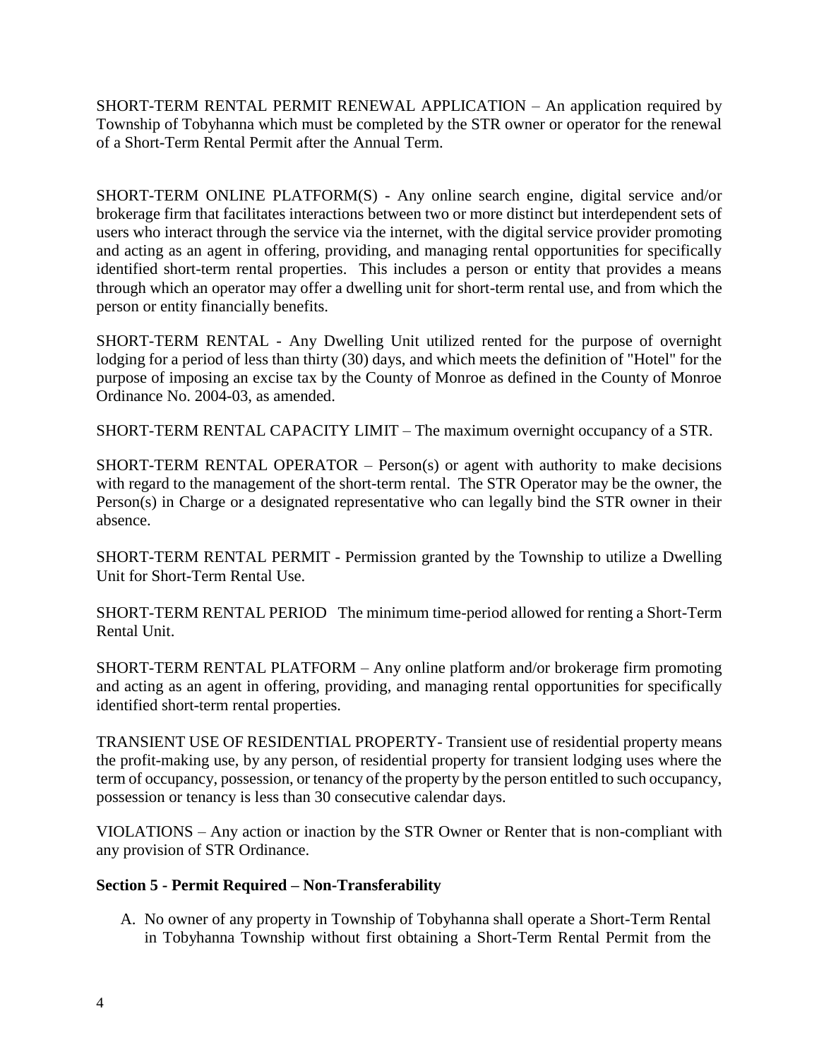SHORT-TERM RENTAL PERMIT RENEWAL APPLICATION – An application required by Township of Tobyhanna which must be completed by the STR owner or operator for the renewal of a Short-Term Rental Permit after the Annual Term.

SHORT-TERM ONLINE PLATFORM(S) - Any online search engine, digital service and/or brokerage firm that facilitates interactions between two or more distinct but interdependent sets of users who interact through the service via the internet, with the digital service provider promoting and acting as an agent in offering, providing, and managing rental opportunities for specifically identified short-term rental properties. This includes a person or entity that provides a means through which an operator may offer a dwelling unit for short-term rental use, and from which the person or entity financially benefits.

SHORT-TERM RENTAL - Any Dwelling Unit utilized rented for the purpose of overnight lodging for a period of less than thirty (30) days, and which meets the definition of "Hotel" for the purpose of imposing an excise tax by the County of Monroe as defined in the County of Monroe Ordinance No. 2004-03, as amended.

SHORT-TERM RENTAL CAPACITY LIMIT – The maximum overnight occupancy of a STR.

SHORT-TERM RENTAL OPERATOR – Person(s) or agent with authority to make decisions with regard to the management of the short-term rental. The STR Operator may be the owner, the Person(s) in Charge or a designated representative who can legally bind the STR owner in their absence.

SHORT-TERM RENTAL PERMIT - Permission granted by the Township to utilize a Dwelling Unit for Short-Term Rental Use.

SHORT-TERM RENTAL PERIOD The minimum time-period allowed for renting a Short-Term Rental Unit.

SHORT-TERM RENTAL PLATFORM – Any online platform and/or brokerage firm promoting and acting as an agent in offering, providing, and managing rental opportunities for specifically identified short-term rental properties.

TRANSIENT USE OF RESIDENTIAL PROPERTY- Transient use of residential property means the profit-making use, by any person, of residential property for transient lodging uses where the term of occupancy, possession, or tenancy of the property by the person entitled to such occupancy, possession or tenancy is less than 30 consecutive calendar days.

VIOLATIONS – Any action or inaction by the STR Owner or Renter that is non-compliant with any provision of STR Ordinance.

**Section 5 - Permit Required – Non-Transferability**

A. No owner of any property in Township of Tobyhanna shall operate a Short-Term Rental in Tobyhanna Township without first obtaining a Short-Term Rental Permit from the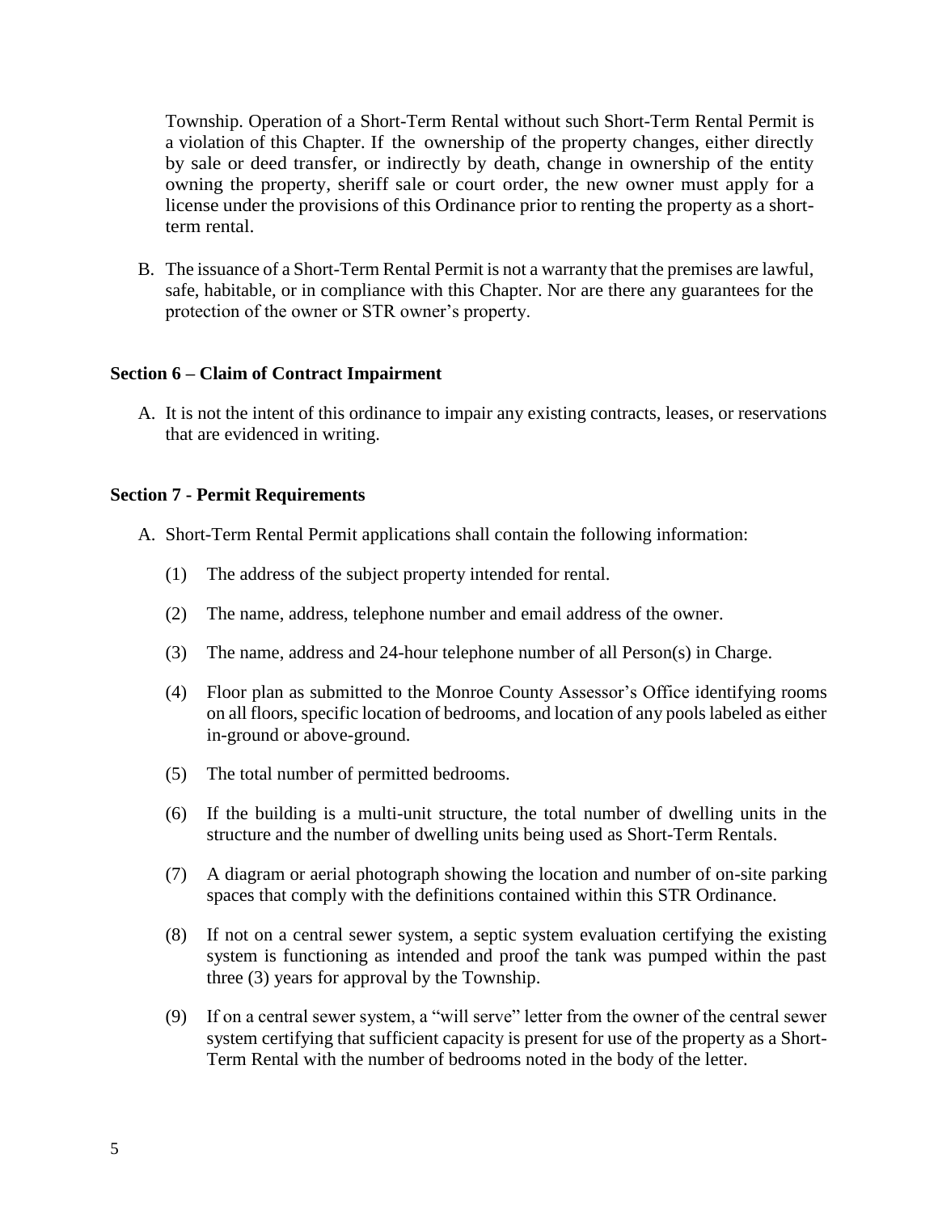Township. Operation of a Short-Term Rental without such Short-Term Rental Permit is a violation of this Chapter. If the ownership of the property changes, either directly by sale or deed transfer, or indirectly by death, change in ownership of the entity owning the property, sheriff sale or court order, the new owner must apply for a license under the provisions of this Ordinance prior to renting the property as a short-term rental.

B. The issuance of a Short-Term Rental Permit is not a warranty that the premises are lawful, safe, habitable, or in compliance with this Chapter. Nor are there any guarantees for the protection of the owner or STR owner's property.

**Section 6 – Claim of Contract Impairment**

A. It is not the intent of this ordinance to impair any existing contracts, leases, or reservations that are evidenced in writing.

**Section 7 - Permit Requirements**

A. Short-Term Rental Permit applications shall contain the following information:

(1) The address of the subject property intended for rental.

(2) The name, address, telephone number and email address of the owner.

(3) The name, address and 24-hour telephone number of all Person(s) in Charge.

(4) Floor plan as submitted to the Monroe County Assessor's Office identifying rooms on all floors, specific location of bedrooms, and location of any pools labeled as either in-ground or above-ground.

(5) The total number of permitted bedrooms.

(6) If the building is a multi-unit structure, the total number of dwelling units in the structure and the number of dwelling units being used as Short-Term Rentals.

(7) A diagram or aerial photograph showing the location and number of on-site parking spaces that comply with the definitions contained within this STR Ordinance.

(8) If not on a central sewer system, a septic system evaluation certifying the existing system is functioning as intended and proof the tank was pumped within the past three (3) years for approval by the Township.

(9) If on a central sewer system, a "will serve" letter from the owner of the central sewer system certifying that sufficient capacity is present for use of the property as a Short-Term Rental with the number of bedrooms noted in the body of the letter.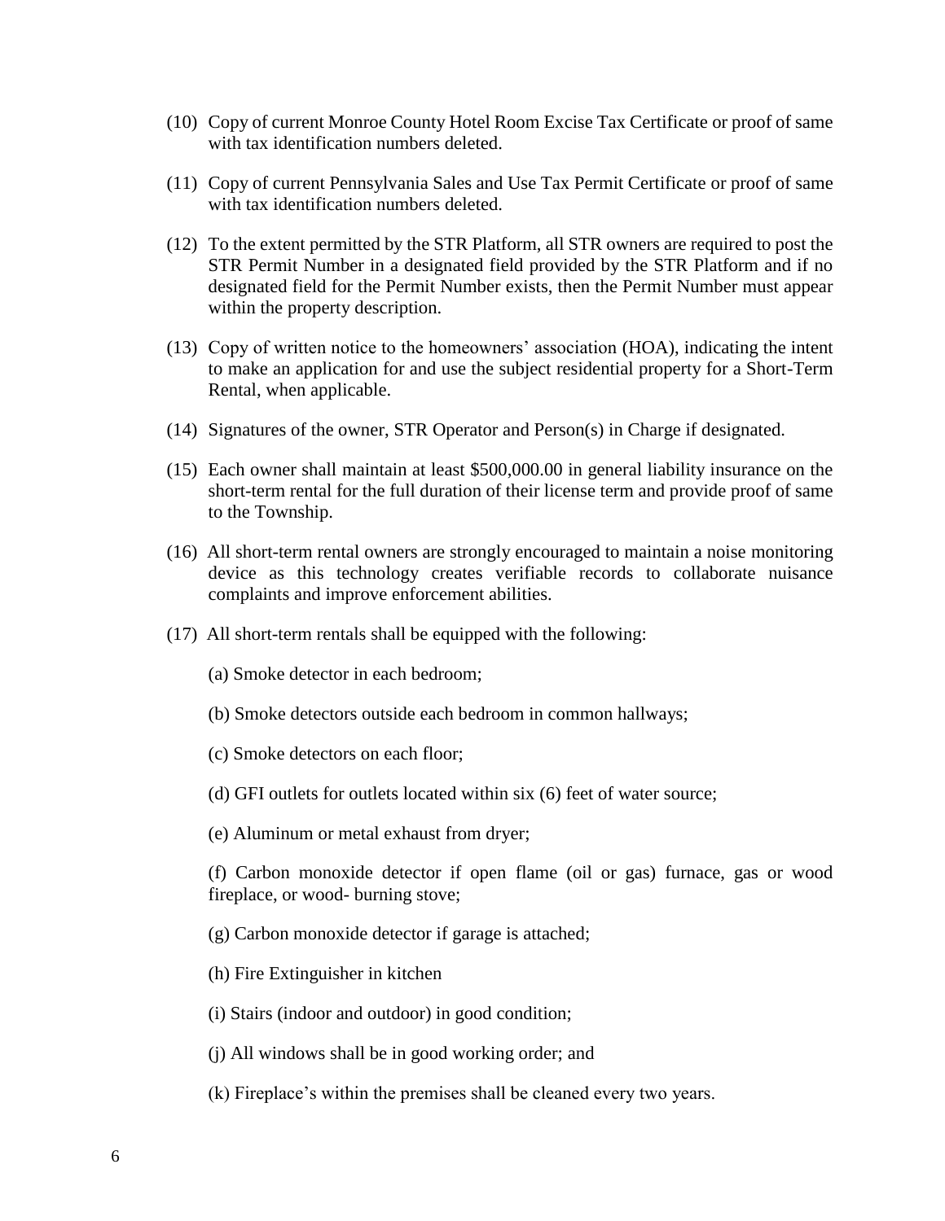(10) Copy of current Monroe County Hotel Room Excise Tax Certificate or proof of same with tax identification numbers deleted.

(11) Copy of current Pennsylvania Sales and Use Tax Permit Certificate or proof of same with tax identification numbers deleted.

(12) To the extent permitted by the STR Platform, all STR owners are required to post the STR Permit Number in a designated field provided by the STR Platform and if no designated field for the Permit Number exists, then the Permit Number must appear within the property description.

(13) Copy of written notice to the homeowners' association (HOA), indicating the intent to make an application for and use the subject residential property for a Short-Term Rental, when applicable.

(14) Signatures of the owner, STR Operator and Person(s) in Charge if designated.

(15) Each owner shall maintain at least $500,000.00 in general liability insurance on the short-term rental for the full duration of their license term and provide proof of same to the Township.

(16) All short-term rental owners are strongly encouraged to maintain a noise monitoring device as this technology creates verifiable records to collaborate nuisance complaints and improve enforcement abilities.

(17) All short-term rentals shall be equipped with the following:

(a) Smoke detector in each bedroom;

(b) Smoke detectors outside each bedroom in common hallways;

(c) Smoke detectors on each floor;

(d) GFI outlets for outlets located within six (6) feet of water source;

(e) Aluminum or metal exhaust from dryer;

(f) Carbon monoxide detector if open flame (oil or gas) furnace, gas or wood fireplace, or wood- burning stove;

(g) Carbon monoxide detector if garage is attached;

(h) Fire Extinguisher in kitchen

(i) Stairs (indoor and outdoor) in good condition;

(j) All windows shall be in good working order; and

(k) Fireplace's within the premises shall be cleaned every two years.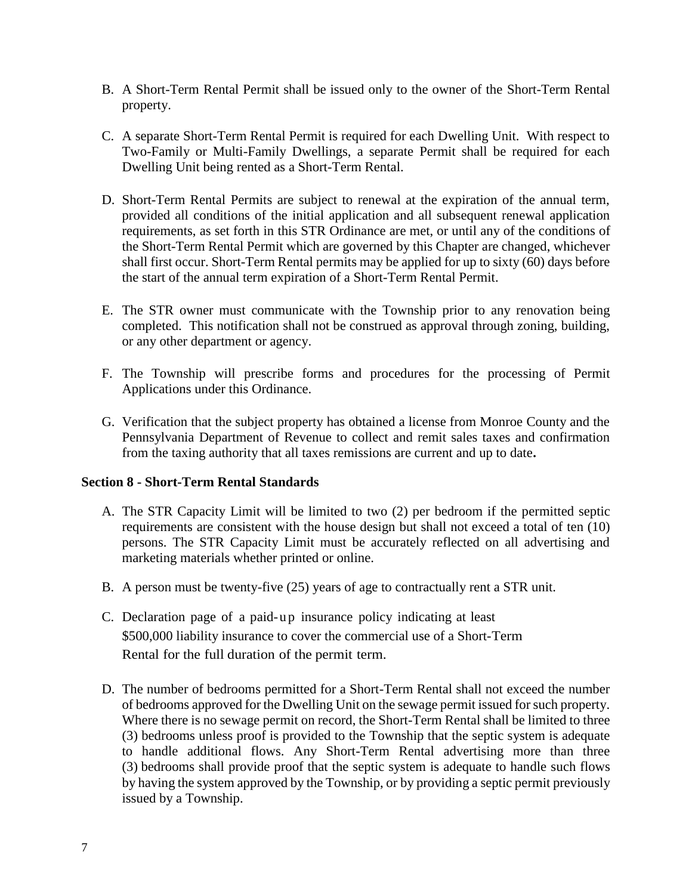B. A Short-Term Rental Permit shall be issued only to the owner of the Short-Term Rental property.

C. A separate Short-Term Rental Permit is required for each Dwelling Unit. With respect to Two-Family or Multi-Family Dwellings, a separate Permit shall be required for each Dwelling Unit being rented as a Short-Term Rental.

D. Short-Term Rental Permits are subject to renewal at the expiration of the annual term, provided all conditions of the initial application and all subsequent renewal application requirements, as set forth in this STR Ordinance are met, or until any of the conditions of the Short-Term Rental Permit which are governed by this Chapter are changed, whichever shall first occur. Short-Term Rental permits may be applied for up to sixty (60) days before the start of the annual term expiration of a Short-Term Rental Permit.

E. The STR owner must communicate with the Township prior to any renovation being completed. This notification shall not be construed as approval through zoning, building, or any other department or agency.

F. The Township will prescribe forms and procedures for the processing of Permit Applications under this Ordinance.

G. Verification that the subject property has obtained a license from Monroe County and the Pennsylvania Department of Revenue to collect and remit sales taxes and confirmation from the taxing authority that all taxes remissions are current and up to date**.**

**Section 8 - Short-Term Rental Standards**

A. The STR Capacity Limit will be limited to two (2) per bedroom if the permitted septic requirements are consistent with the house design but shall not exceed a total of ten (10) persons. The STR Capacity Limit must be accurately reflected on all advertising and marketing materials whether printed or online.

B. A person must be twenty-five (25) years of age to contractually rent a STR unit.

C. Declaration page of a paid-up insurance policy indicating at least $500,000 liability insurance to cover the commercial use of a Short-Term Rental for the full duration of the permit term.

D. The number of bedrooms permitted for a Short-Term Rental shall not exceed the number of bedrooms approved for the Dwelling Unit on the sewage permit issued for such property. Where there is no sewage permit on record, the Short-Term Rental shall be limited to three (3) bedrooms unless proof is provided to the Township that the septic system is adequate to handle additional flows. Any Short-Term Rental advertising more than three (3) bedrooms shall provide proof that the septic system is adequate to handle such flows by having the system approved by the Township, or by providing a septic permit previously issued by a Township.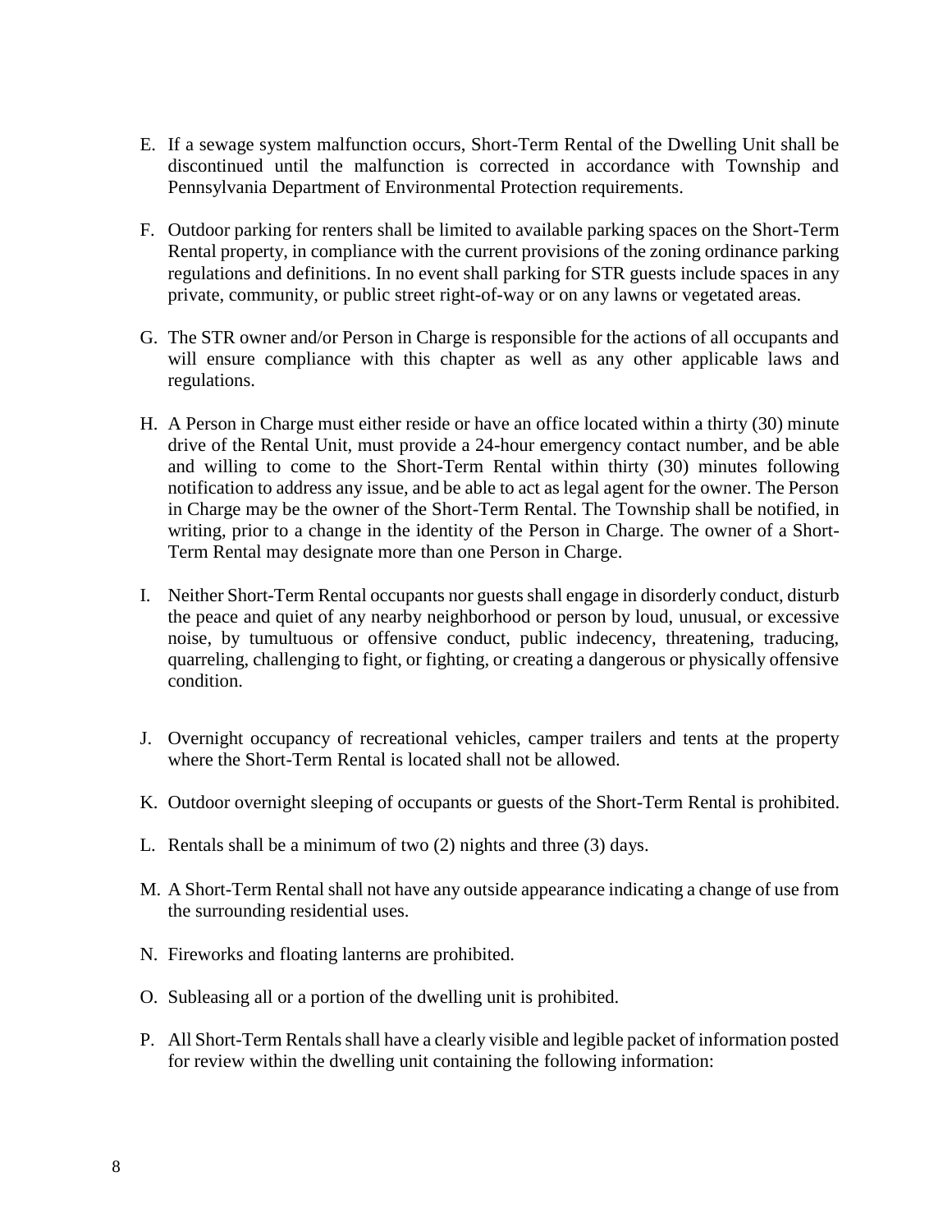E. If a sewage system malfunction occurs, Short-Term Rental of the Dwelling Unit shall be discontinued until the malfunction is corrected in accordance with Township and Pennsylvania Department of Environmental Protection requirements.

F. Outdoor parking for renters shall be limited to available parking spaces on the Short-Term Rental property, in compliance with the current provisions of the zoning ordinance parking regulations and definitions. In no event shall parking for STR guests include spaces in any private, community, or public street right-of-way or on any lawns or vegetated areas.

G. The STR owner and/or Person in Charge is responsible for the actions of all occupants and will ensure compliance with this chapter as well as any other applicable laws and regulations.

H. A Person in Charge must either reside or have an office located within a thirty (30) minute drive of the Rental Unit, must provide a 24-hour emergency contact number, and be able and willing to come to the Short-Term Rental within thirty (30) minutes following notification to address any issue, and be able to act as legal agent for the owner. The Person in Charge may be the owner of the Short-Term Rental. The Township shall be notified, in writing, prior to a change in the identity of the Person in Charge. The owner of a Short-Term Rental may designate more than one Person in Charge.

I. Neither Short-Term Rental occupants nor guests shall engage in disorderly conduct, disturb the peace and quiet of any nearby neighborhood or person by loud, unusual, or excessive noise, by tumultuous or offensive conduct, public indecency, threatening, traducing, quarreling, challenging to fight, or fighting, or creating a dangerous or physically offensive condition.

J. Overnight occupancy of recreational vehicles, camper trailers and tents at the property where the Short-Term Rental is located shall not be allowed.

K. Outdoor overnight sleeping of occupants or guests of the Short-Term Rental is prohibited.

L. Rentals shall be a minimum of two (2) nights and three (3) days.

M. A Short-Term Rental shall not have any outside appearance indicating a change of use from the surrounding residential uses.

N. Fireworks and floating lanterns are prohibited.

O. Subleasing all or a portion of the dwelling unit is prohibited.

P. All Short-Term Rentals shall have a clearly visible and legible packet of information posted for review within the dwelling unit containing the following information: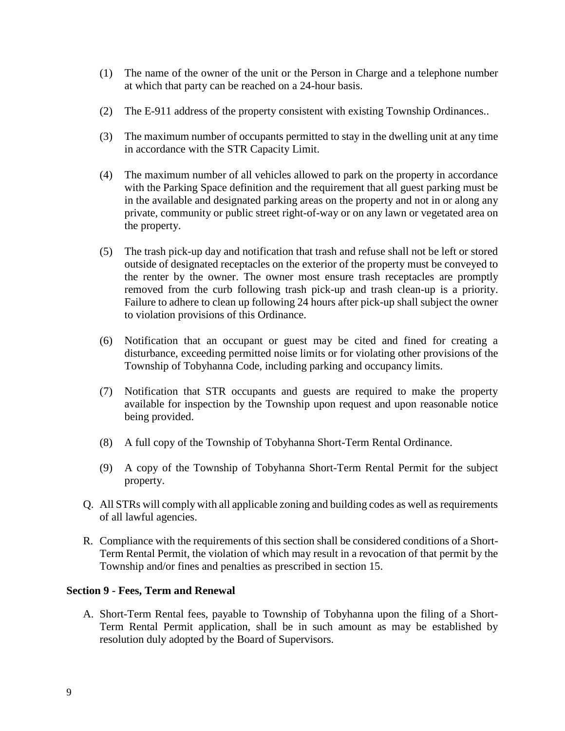(1) The name of the owner of the unit or the Person in Charge and a telephone number at which that party can be reached on a 24-hour basis.

(2) The E-911 address of the property consistent with existing Township Ordinances..

(3) The maximum number of occupants permitted to stay in the dwelling unit at any time in accordance with the STR Capacity Limit.

(4) The maximum number of all vehicles allowed to park on the property in accordance with the Parking Space definition and the requirement that all guest parking must be in the available and designated parking areas on the property and not in or along any private, community or public street right-of-way or on any lawn or vegetated area on the property.

(5) The trash pick-up day and notification that trash and refuse shall not be left or stored outside of designated receptacles on the exterior of the property must be conveyed to the renter by the owner. The owner most ensure trash receptacles are promptly removed from the curb following trash pick-up and trash clean-up is a priority. Failure to adhere to clean up following 24 hours after pick-up shall subject the owner to violation provisions of this Ordinance.

(6) Notification that an occupant or guest may be cited and fined for creating a disturbance, exceeding permitted noise limits or for violating other provisions of the Township of Tobyhanna Code, including parking and occupancy limits.

(7) Notification that STR occupants and guests are required to make the property available for inspection by the Township upon request and upon reasonable notice being provided.

(8) A full copy of the Township of Tobyhanna Short-Term Rental Ordinance.

(9) A copy of the Township of Tobyhanna Short-Term Rental Permit for the subject property.

Q. All STRs will comply with all applicable zoning and building codes as well as requirements of all lawful agencies.

R. Compliance with the requirements of this section shall be considered conditions of a Short-Term Rental Permit, the violation of which may result in a revocation of that permit by the Township and/or fines and penalties as prescribed in section 15.

**Section 9 - Fees, Term and Renewal**

A. Short-Term Rental fees, payable to Township of Tobyhanna upon the filing of a Short-Term Rental Permit application, shall be in such amount as may be established by resolution duly adopted by the Board of Supervisors.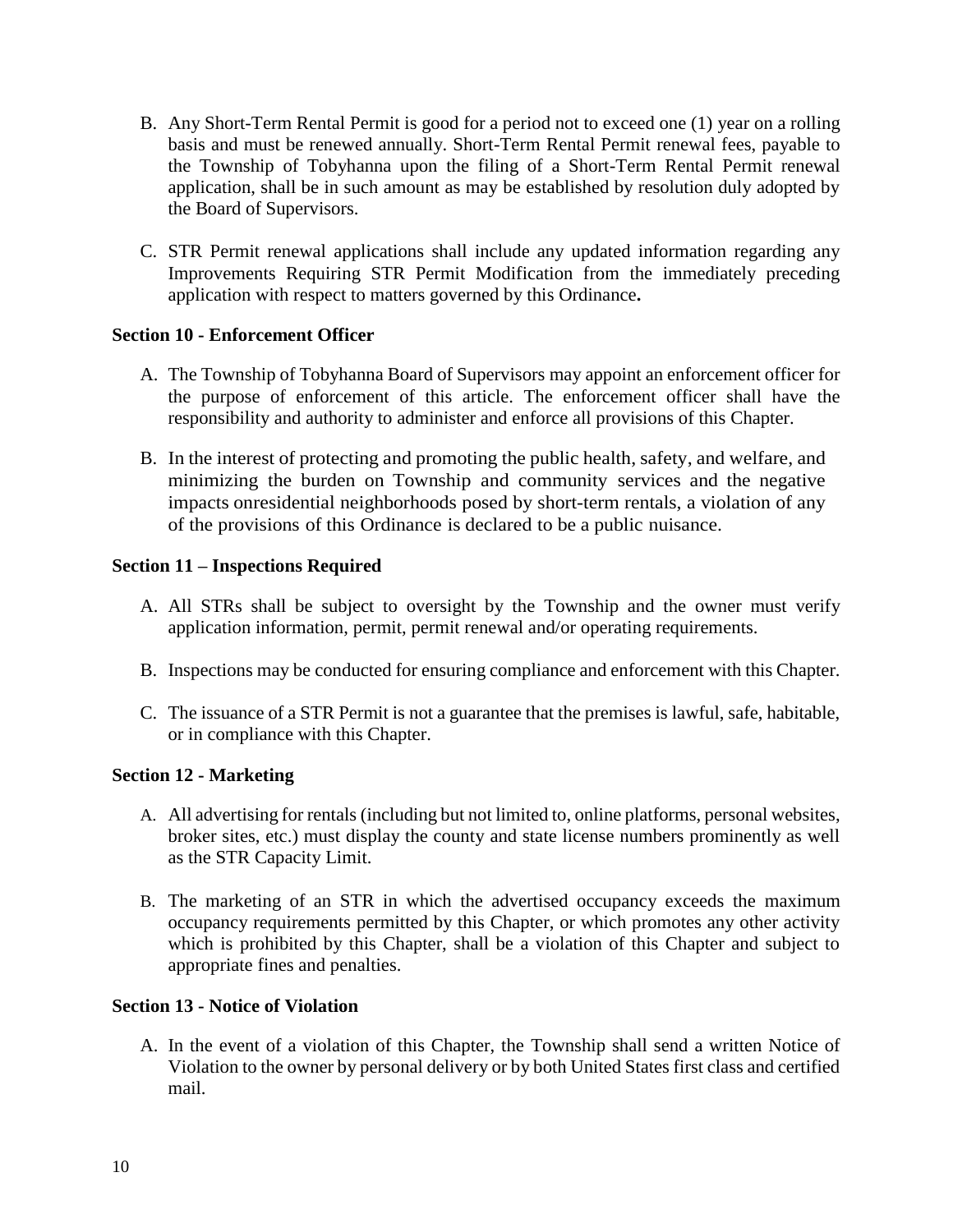B. Any Short-Term Rental Permit is good for a period not to exceed one (1) year on a rolling basis and must be renewed annually. Short-Term Rental Permit renewal fees, payable to the Township of Tobyhanna upon the filing of a Short-Term Rental Permit renewal application, shall be in such amount as may be established by resolution duly adopted by the Board of Supervisors.

C. STR Permit renewal applications shall include any updated information regarding any Improvements Requiring STR Permit Modification from the immediately preceding application with respect to matters governed by this Ordinance**.**

**Section 10 - Enforcement Officer**

A. The Township of Tobyhanna Board of Supervisors may appoint an enforcement officer for the purpose of enforcement of this article. The enforcement officer shall have the responsibility and authority to administer and enforce all provisions of this Chapter.

B. In the interest of protecting and promoting the public health, safety, and welfare, and minimizing the burden on Township and community services and the negative impacts onresidential neighborhoods posed by short-term rentals, a violation of any of the provisions of this Ordinance is declared to be a public nuisance.

**Section 11 – Inspections Required**

A. All STRs shall be subject to oversight by the Township and the owner must verify application information, permit, permit renewal and/or operating requirements.

B. Inspections may be conducted for ensuring compliance and enforcement with this Chapter.

C. The issuance of a STR Permit is not a guarantee that the premises is lawful, safe, habitable, or in compliance with this Chapter.

**Section 12 - Marketing**

A. All advertising for rentals (including but not limited to, online platforms, personal websites, broker sites, etc.) must display the county and state license numbers prominently as well as the STR Capacity Limit.

B. The marketing of an STR in which the advertised occupancy exceeds the maximum occupancy requirements permitted by this Chapter, or which promotes any other activity which is prohibited by this Chapter, shall be a violation of this Chapter and subject to appropriate fines and penalties.

**Section 13 - Notice of Violation**

A. In the event of a violation of this Chapter, the Township shall send a written Notice of Violation to the owner by personal delivery or by both United States first class and certified mail.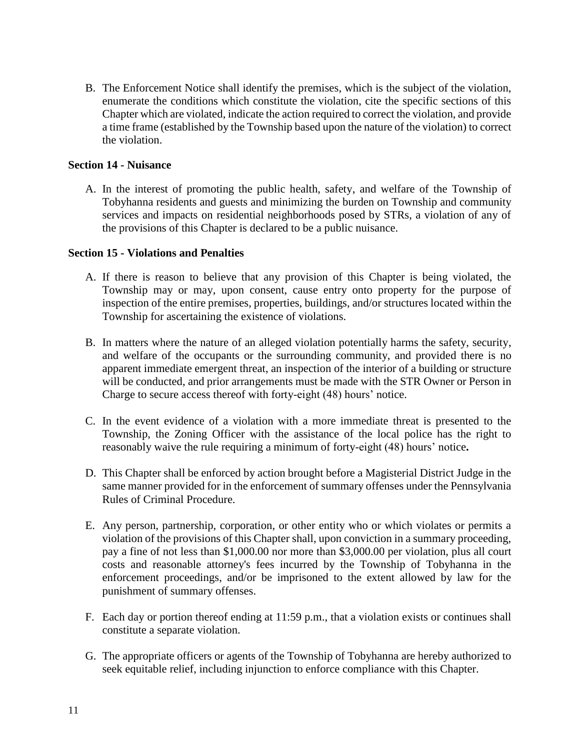B. The Enforcement Notice shall identify the premises, which is the subject of the violation, enumerate the conditions which constitute the violation, cite the specific sections of this Chapter which are violated, indicate the action required to correct the violation, and provide a time frame (established by the Township based upon the nature of the violation) to correct the violation.

**Section 14 - Nuisance**

A. In the interest of promoting the public health, safety, and welfare of the Township of Tobyhanna residents and guests and minimizing the burden on Township and community services and impacts on residential neighborhoods posed by STRs, a violation of any of the provisions of this Chapter is declared to be a public nuisance.

**Section 15 - Violations and Penalties**

A. If there is reason to believe that any provision of this Chapter is being violated, the Township may or may, upon consent, cause entry onto property for the purpose of inspection of the entire premises, properties, buildings, and/or structures located within the Township for ascertaining the existence of violations.

B. In matters where the nature of an alleged violation potentially harms the safety, security, and welfare of the occupants or the surrounding community, and provided there is no apparent immediate emergent threat, an inspection of the interior of a building or structure will be conducted, and prior arrangements must be made with the STR Owner or Person in Charge to secure access thereof with forty-eight (48) hours' notice.

C. In the event evidence of a violation with a more immediate threat is presented to the Township, the Zoning Officer with the assistance of the local police has the right to reasonably waive the rule requiring a minimum of forty-eight (48) hours' notice**.**

D. This Chapter shall be enforced by action brought before a Magisterial District Judge in the same manner provided for in the enforcement of summary offenses under the Pennsylvania Rules of Criminal Procedure.

E. Any person, partnership, corporation, or other entity who or which violates or permits a violation of the provisions of this Chapter shall, upon conviction in a summary proceeding, pay a fine of not less than $1,000.00 nor more than $3,000.00 per violation, plus all court costs and reasonable attorney's fees incurred by the Township of Tobyhanna in the enforcement proceedings, and/or be imprisoned to the extent allowed by law for the punishment of summary offenses.

F. Each day or portion thereof ending at 11:59 p.m., that a violation exists or continues shall constitute a separate violation.

G. The appropriate officers or agents of the Township of Tobyhanna are hereby authorized to seek equitable relief, including injunction to enforce compliance with this Chapter.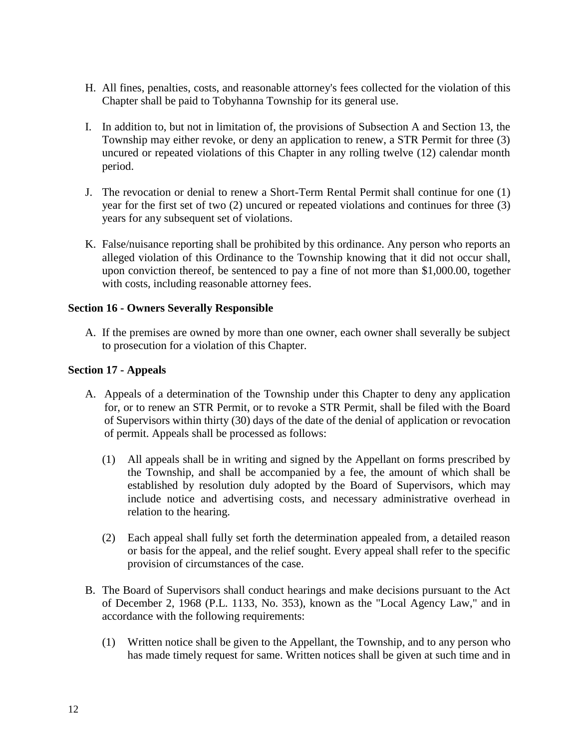H. All fines, penalties, costs, and reasonable attorney's fees collected for the violation of this Chapter shall be paid to Tobyhanna Township for its general use.

I. In addition to, but not in limitation of, the provisions of Subsection A and Section 13, the Township may either revoke, or deny an application to renew, a STR Permit for three (3) uncured or repeated violations of this Chapter in any rolling twelve (12) calendar month period.

J. The revocation or denial to renew a Short-Term Rental Permit shall continue for one (1) year for the first set of two (2) uncured or repeated violations and continues for three (3) years for any subsequent set of violations.

K. False/nuisance reporting shall be prohibited by this ordinance. Any person who reports an alleged violation of this Ordinance to the Township knowing that it did not occur shall, upon conviction thereof, be sentenced to pay a fine of not more than $1,000.00, together with costs, including reasonable attorney fees.

**Section 16 - Owners Severally Responsible**

A. If the premises are owned by more than one owner, each owner shall severally be subject to prosecution for a violation of this Chapter.

**Section 17 - Appeals**

A. Appeals of a determination of the Township under this Chapter to deny any application for, or to renew an STR Permit, or to revoke a STR Permit, shall be filed with the Board of Supervisors within thirty (30) days of the date of the denial of application or revocation of permit. Appeals shall be processed as follows:

   (1) All appeals shall be in writing and signed by the Appellant on forms prescribed by the Township, and shall be accompanied by a fee, the amount of which shall be established by resolution duly adopted by the Board of Supervisors, which may include notice and advertising costs, and necessary administrative overhead in relation to the hearing.

   (2) Each appeal shall fully set forth the determination appealed from, a detailed reason or basis for the appeal, and the relief sought. Every appeal shall refer to the specific provision of circumstances of the case.

B. The Board of Supervisors shall conduct hearings and make decisions pursuant to the Act of December 2, 1968 (P.L. 1133, No. 353), known as the "Local Agency Law," and in accordance with the following requirements:

   (1) Written notice shall be given to the Appellant, the Township, and to any person who has made timely request for same. Written notices shall be given at such time and in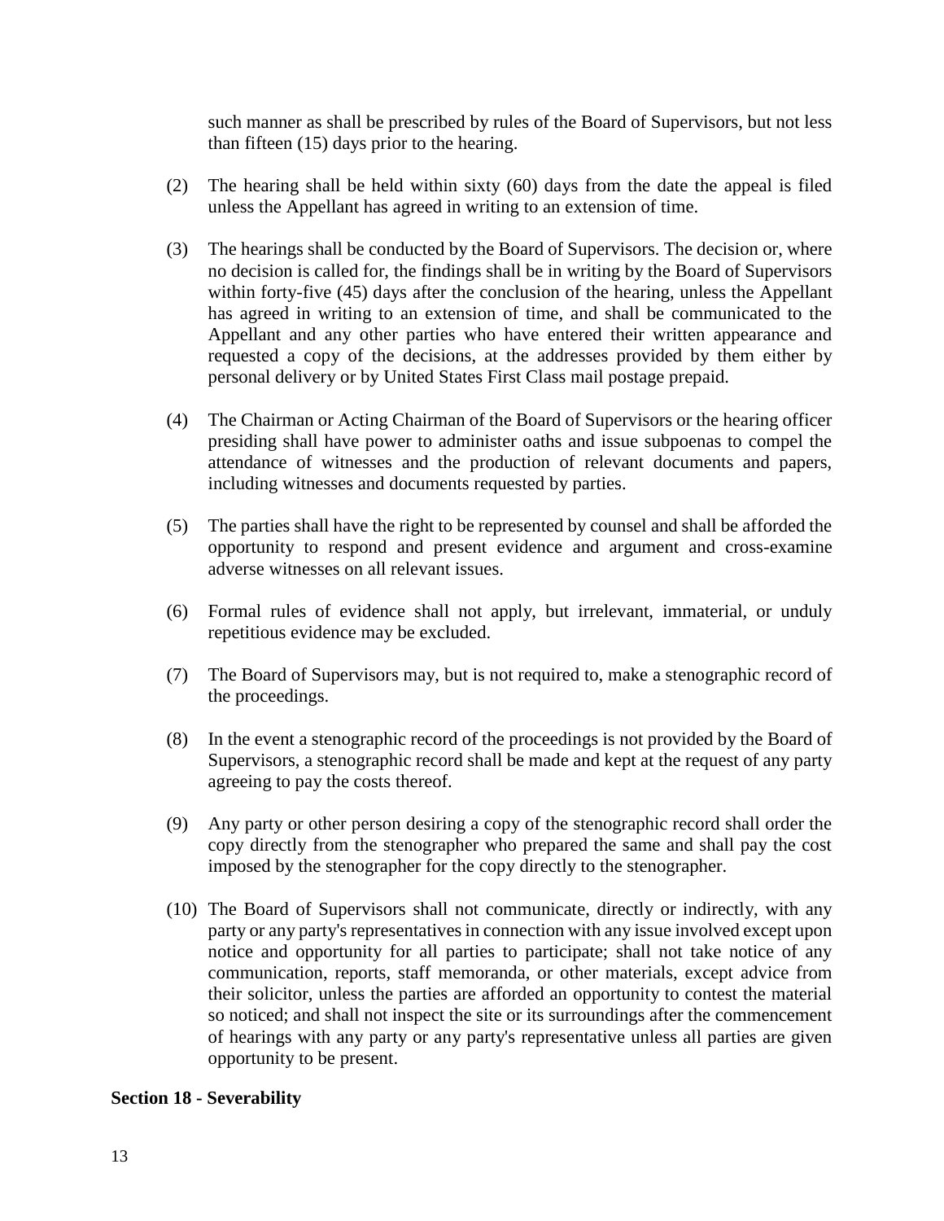such manner as shall be prescribed by rules of the Board of Supervisors, but not less than fifteen (15) days prior to the hearing.

(2) The hearing shall be held within sixty (60) days from the date the appeal is filed unless the Appellant has agreed in writing to an extension of time.

(3) The hearings shall be conducted by the Board of Supervisors. The decision or, where no decision is called for, the findings shall be in writing by the Board of Supervisors within forty-five (45) days after the conclusion of the hearing, unless the Appellant has agreed in writing to an extension of time, and shall be communicated to the Appellant and any other parties who have entered their written appearance and requested a copy of the decisions, at the addresses provided by them either by personal delivery or by United States First Class mail postage prepaid.

(4) The Chairman or Acting Chairman of the Board of Supervisors or the hearing officer presiding shall have power to administer oaths and issue subpoenas to compel the attendance of witnesses and the production of relevant documents and papers, including witnesses and documents requested by parties.

(5) The parties shall have the right to be represented by counsel and shall be afforded the opportunity to respond and present evidence and argument and cross-examine adverse witnesses on all relevant issues.

(6) Formal rules of evidence shall not apply, but irrelevant, immaterial, or unduly repetitious evidence may be excluded.

(7) The Board of Supervisors may, but is not required to, make a stenographic record of the proceedings.

(8) In the event a stenographic record of the proceedings is not provided by the Board of Supervisors, a stenographic record shall be made and kept at the request of any party agreeing to pay the costs thereof.

(9) Any party or other person desiring a copy of the stenographic record shall order the copy directly from the stenographer who prepared the same and shall pay the cost imposed by the stenographer for the copy directly to the stenographer.

(10) The Board of Supervisors shall not communicate, directly or indirectly, with any party or any party's representatives in connection with any issue involved except upon notice and opportunity for all parties to participate; shall not take notice of any communication, reports, staff memoranda, or other materials, except advice from their solicitor, unless the parties are afforded an opportunity to contest the material so noticed; and shall not inspect the site or its surroundings after the commencement of hearings with any party or any party's representative unless all parties are given opportunity to be present.

**Section 18 - Severability**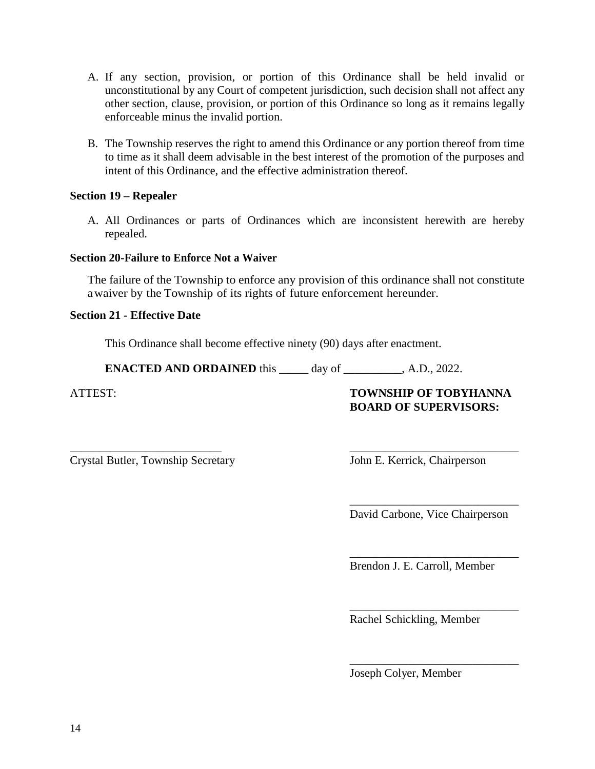A. If any section, provision, or portion of this Ordinance shall be held invalid or unconstitutional by any Court of competent jurisdiction, such decision shall not affect any other section, clause, provision, or portion of this Ordinance so long as it remains legally enforceable minus the invalid portion.

B. The Township reserves the right to amend this Ordinance or any portion thereof from time to time as it shall deem advisable in the best interest of the promotion of the purposes and intent of this Ordinance, and the effective administration thereof.

**Section 19 – Repealer**

A. All Ordinances or parts of Ordinances which are inconsistent herewith are hereby repealed.

**Section 20-Failure to Enforce Not a Waiver**

The failure of the Township to enforce any provision of this ordinance shall not constitute a waiver by the Township of its rights of future enforcement hereunder.

**Section 21 - Effective Date**

This Ordinance shall become effective ninety (90) days after enactment.

**ENACTED AND ORDAINED** this _____ day of __________, A.D., 2022.

ATTEST:

**TOWNSHIP OF TOBYHANNA BOARD OF SUPERVISORS:**

__________________________
Crystal Butler, Township Secretary

__________________________
John E. Kerrick, Chairperson

__________________________
David Carbone, Vice Chairperson

__________________________
Brendon J. E. Carroll, Member

__________________________
Rachel Schickling, Member

__________________________
Joseph Colyer, Member